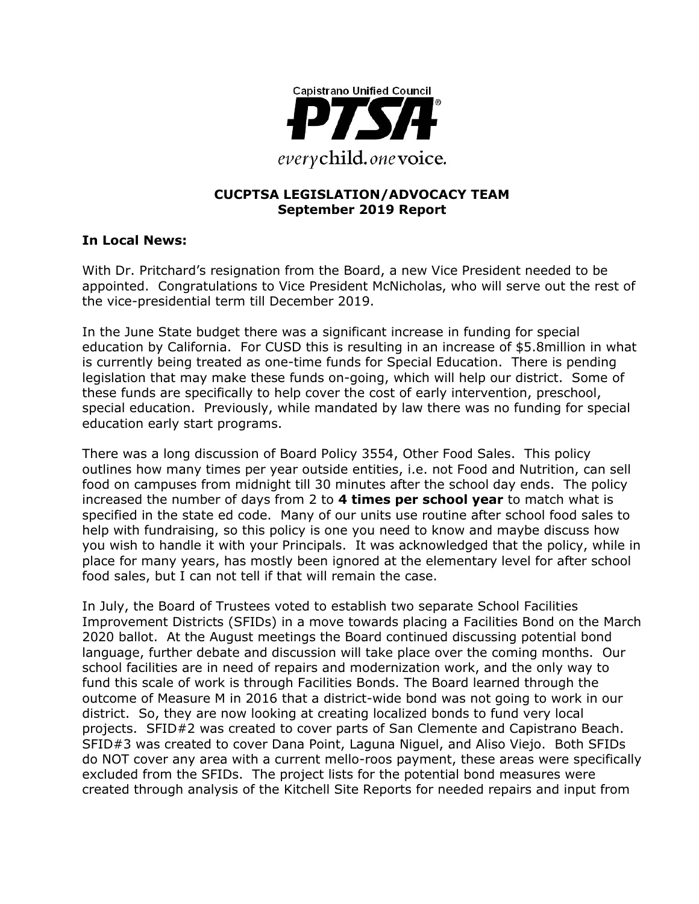Capistrano Unified Council

PTSA

*every* child. *one* voice.

## CUCPTSA LEGISLATION/ADVOCACY TEAM
## September 2019 Report

### In Local News:

With Dr. Pritchard's resignation from the Board, a new Vice President needed to be appointed. Congratulations to Vice President McNicholas, who will serve out the rest of the vice-presidential term till December 2019.

In the June State budget there was a significant increase in funding for special education by California. For CUSD this is resulting in an increase of $5.8million in what is currently being treated as one-time funds for Special Education. There is pending legislation that may make these funds on-going, which will help our district. Some of these funds are specifically to help cover the cost of early intervention, preschool, special education. Previously, while mandated by law there was no funding for special education early start programs.

There was a long discussion of Board Policy 3554, Other Food Sales. This policy outlines how many times per year outside entities, i.e. not Food and Nutrition, can sell food on campuses from midnight till 30 minutes after the school day ends. The policy increased the number of days from 2 to **4 times per school year** to match what is specified in the state ed code. Many of our units use routine after school food sales to help with fundraising, so this policy is one you need to know and maybe discuss how you wish to handle it with your Principals. It was acknowledged that the policy, while in place for many years, has mostly been ignored at the elementary level for after school food sales, but I can not tell if that will remain the case.

In July, the Board of Trustees voted to establish two separate School Facilities Improvement Districts (SFIDs) in a move towards placing a Facilities Bond on the March 2020 ballot. At the August meetings the Board continued discussing potential bond language, further debate and discussion will take place over the coming months. Our school facilities are in need of repairs and modernization work, and the only way to fund this scale of work is through Facilities Bonds. The Board learned through the outcome of Measure M in 2016 that a district-wide bond was not going to work in our district. So, they are now looking at creating localized bonds to fund very local projects. SFID#2 was created to cover parts of San Clemente and Capistrano Beach. SFID#3 was created to cover Dana Point, Laguna Niguel, and Aliso Viejo. Both SFIDs do NOT cover any area with a current mello-roos payment, these areas were specifically excluded from the SFIDs. The project lists for the potential bond measures were created through analysis of the Kitchell Site Reports for needed repairs and input from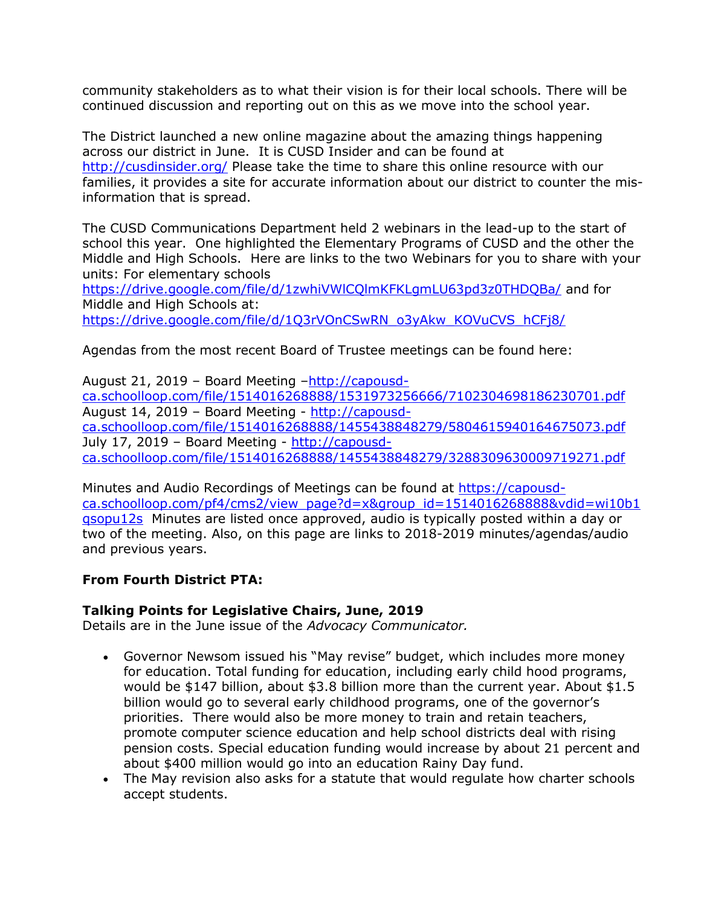community stakeholders as to what their vision is for their local schools. There will be continued discussion and reporting out on this as we move into the school year.

The District launched a new online magazine about the amazing things happening across our district in June. It is CUSD Insider and can be found at http://cusdinsider.org/ Please take the time to share this online resource with our families, it provides a site for accurate information about our district to counter the mis-information that is spread.

The CUSD Communications Department held 2 webinars in the lead-up to the start of school this year. One highlighted the Elementary Programs of CUSD and the other the Middle and High Schools. Here are links to the two Webinars for you to share with your units: For elementary schools https://drive.google.com/file/d/1zwhiVWlCQlmKFKLgmLU63pd3z0THDQBa/ and for Middle and High Schools at: https://drive.google.com/file/d/1Q3rVOnCSwRN_o3yAkw_KOVuCVS_hCFj8/

Agendas from the most recent Board of Trustee meetings can be found here:

August 21, 2019 – Board Meeting –http://capousd-ca.schoolloop.com/file/1514016268888/1531973256666/7102304698186230701.pdf
August 14, 2019 – Board Meeting - http://capousd-ca.schoolloop.com/file/1514016268888/1455438848279/5804615940164675073.pdf
July 17, 2019 – Board Meeting - http://capousd-ca.schoolloop.com/file/1514016268888/1455438848279/3288309630009719271.pdf

Minutes and Audio Recordings of Meetings can be found at https://capousd-ca.schoolloop.com/pf4/cms2/view_page?d=x&group_id=1514016268888&vdid=wi10b1qsopu12s Minutes are listed once approved, audio is typically posted within a day or two of the meeting. Also, on this page are links to 2018-2019 minutes/agendas/audio and previous years.

**From Fourth District PTA:**

**Talking Points for Legislative Chairs, June, 2019**
Details are in the June issue of the *Advocacy Communicator.*

- Governor Newsom issued his "May revise" budget, which includes more money for education. Total funding for education, including early child hood programs, would be $147 billion, about $3.8 billion more than the current year. About $1.5 billion would go to several early childhood programs, one of the governor's priorities. There would also be more money to train and retain teachers, promote computer science education and help school districts deal with rising pension costs. Special education funding would increase by about 21 percent and about $400 million would go into an education Rainy Day fund.
- The May revision also asks for a statute that would regulate how charter schools accept students.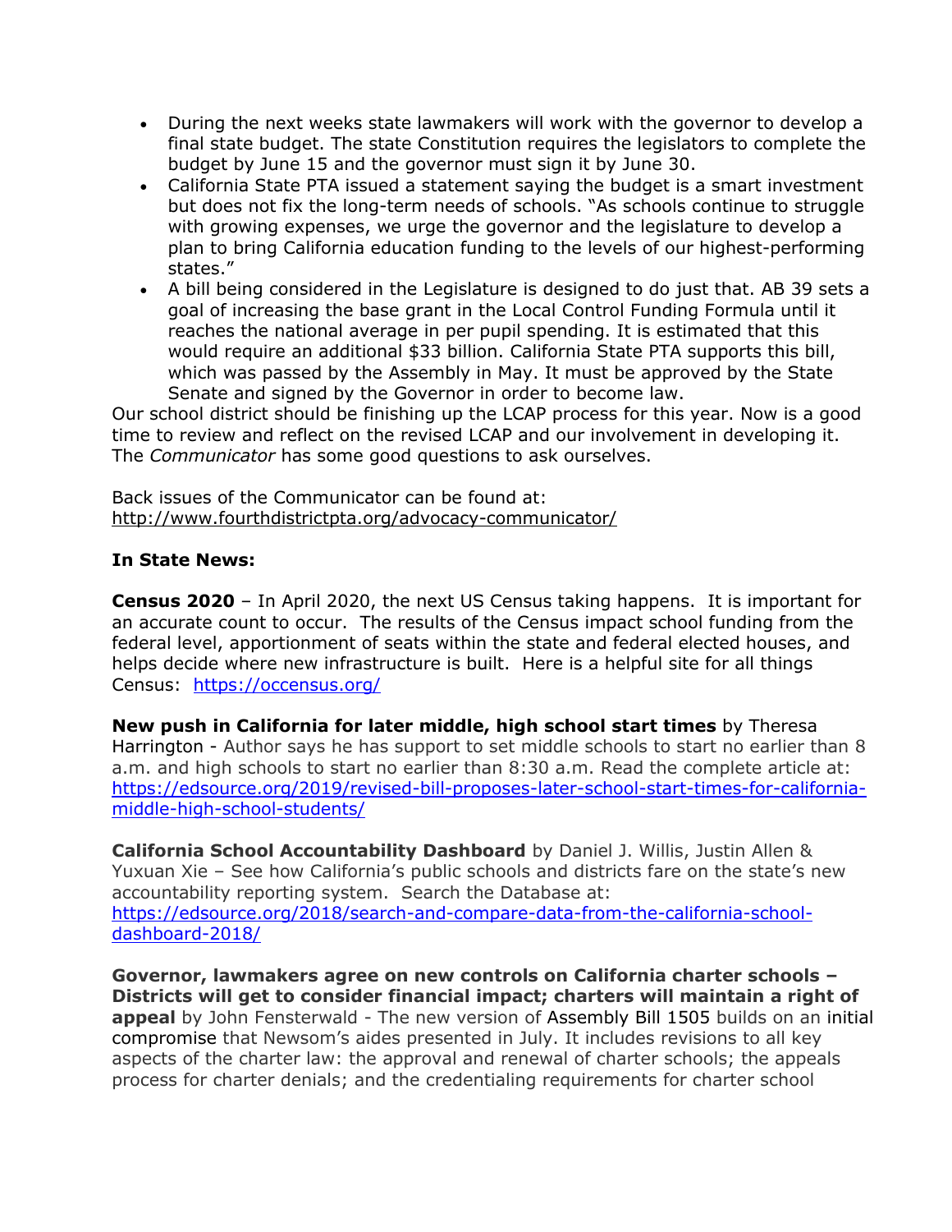- During the next weeks state lawmakers will work with the governor to develop a final state budget. The state Constitution requires the legislators to complete the budget by June 15 and the governor must sign it by June 30.
- California State PTA issued a statement saying the budget is a smart investment but does not fix the long-term needs of schools. "As schools continue to struggle with growing expenses, we urge the governor and the legislature to develop a plan to bring California education funding to the levels of our highest-performing states."
- A bill being considered in the Legislature is designed to do just that. AB 39 sets a goal of increasing the base grant in the Local Control Funding Formula until it reaches the national average in per pupil spending. It is estimated that this would require an additional $33 billion. California State PTA supports this bill, which was passed by the Assembly in May. It must be approved by the State Senate and signed by the Governor in order to become law.

Our school district should be finishing up the LCAP process for this year. Now is a good time to review and reflect on the revised LCAP and our involvement in developing it. The *Communicator* has some good questions to ask ourselves.

Back issues of the Communicator can be found at:
http://www.fourthdistrictpta.org/advocacy-communicator/

**In State News:**

**Census 2020** – In April 2020, the next US Census taking happens. It is important for an accurate count to occur. The results of the Census impact school funding from the federal level, apportionment of seats within the state and federal elected houses, and helps decide where new infrastructure is built. Here is a helpful site for all things Census: https://occensus.org/

**New push in California for later middle, high school start times** by Theresa Harrington - Author says he has support to set middle schools to start no earlier than 8 a.m. and high schools to start no earlier than 8:30 a.m. Read the complete article at: https://edsource.org/2019/revised-bill-proposes-later-school-start-times-for-california-middle-high-school-students/

**California School Accountability Dashboard** by Daniel J. Willis, Justin Allen & Yuxuan Xie – See how California's public schools and districts fare on the state's new accountability reporting system. Search the Database at: https://edsource.org/2018/search-and-compare-data-from-the-california-school-dashboard-2018/

**Governor, lawmakers agree on new controls on California charter schools – Districts will get to consider financial impact; charters will maintain a right of appeal** by John Fensterwald - The new version of Assembly Bill 1505 builds on an initial compromise that Newsom's aides presented in July. It includes revisions to all key aspects of the charter law: the approval and renewal of charter schools; the appeals process for charter denials; and the credentialing requirements for charter school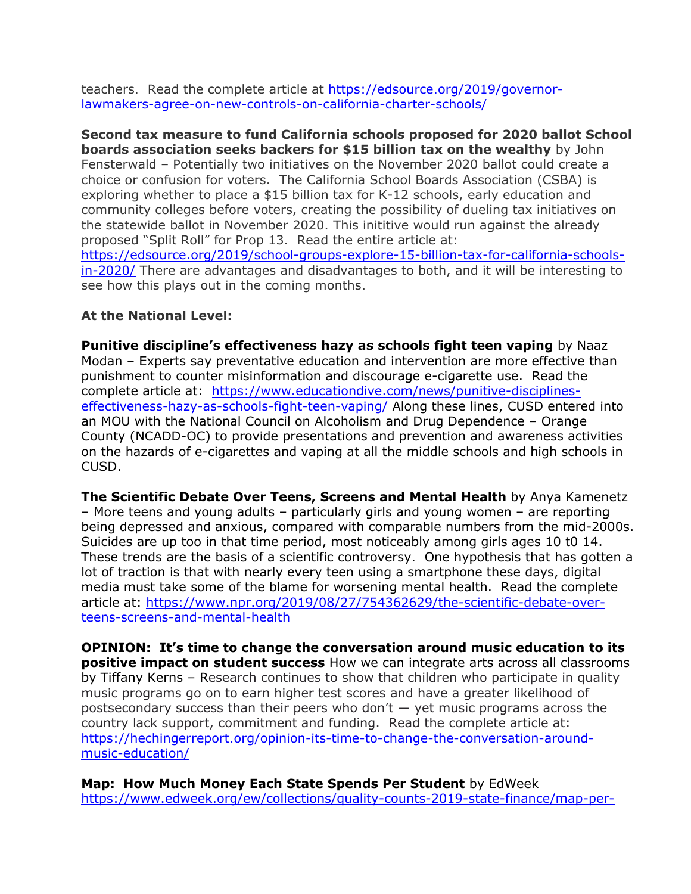teachers. Read the complete article at https://edsource.org/2019/governor-lawmakers-agree-on-new-controls-on-california-charter-schools/

**Second tax measure to fund California schools proposed for 2020 ballot School boards association seeks backers for $15 billion tax on the wealthy** by John Fensterwald – Potentially two initiatives on the November 2020 ballot could create a choice or confusion for voters. The California School Boards Association (CSBA) is exploring whether to place a $15 billion tax for K-12 schools, early education and community colleges before voters, creating the possibility of dueling tax initiatives on the statewide ballot in November 2020. This inititive would run against the already proposed "Split Roll" for Prop 13. Read the entire article at: https://edsource.org/2019/school-groups-explore-15-billion-tax-for-california-schools-in-2020/ There are advantages and disadvantages to both, and it will be interesting to see how this plays out in the coming months.

**At the National Level:**

**Punitive discipline's effectiveness hazy as schools fight teen vaping** by Naaz Modan – Experts say preventative education and intervention are more effective than punishment to counter misinformation and discourage e-cigarette use. Read the complete article at: https://www.educationdive.com/news/punitive-disciplines-effectiveness-hazy-as-schools-fight-teen-vaping/ Along these lines, CUSD entered into an MOU with the National Council on Alcoholism and Drug Dependence – Orange County (NCADD-OC) to provide presentations and prevention and awareness activities on the hazards of e-cigarettes and vaping at all the middle schools and high schools in CUSD.

**The Scientific Debate Over Teens, Screens and Mental Health** by Anya Kamenetz – More teens and young adults – particularly girls and young women – are reporting being depressed and anxious, compared with comparable numbers from the mid-2000s. Suicides are up too in that time period, most noticeably among girls ages 10 t0 14. These trends are the basis of a scientific controversy. One hypothesis that has gotten a lot of traction is that with nearly every teen using a smartphone these days, digital media must take some of the blame for worsening mental health. Read the complete article at: https://www.npr.org/2019/08/27/754362629/the-scientific-debate-over-teens-screens-and-mental-health

**OPINION: It's time to change the conversation around music education to its positive impact on student success** How we can integrate arts across all classrooms by Tiffany Kerns – Research continues to show that children who participate in quality music programs go on to earn higher test scores and have a greater likelihood of postsecondary success than their peers who don't — yet music programs across the country lack support, commitment and funding. Read the complete article at: https://hechingerreport.org/opinion-its-time-to-change-the-conversation-around-music-education/

**Map: How Much Money Each State Spends Per Student** by EdWeek
https://www.edweek.org/ew/collections/quality-counts-2019-state-finance/map-per-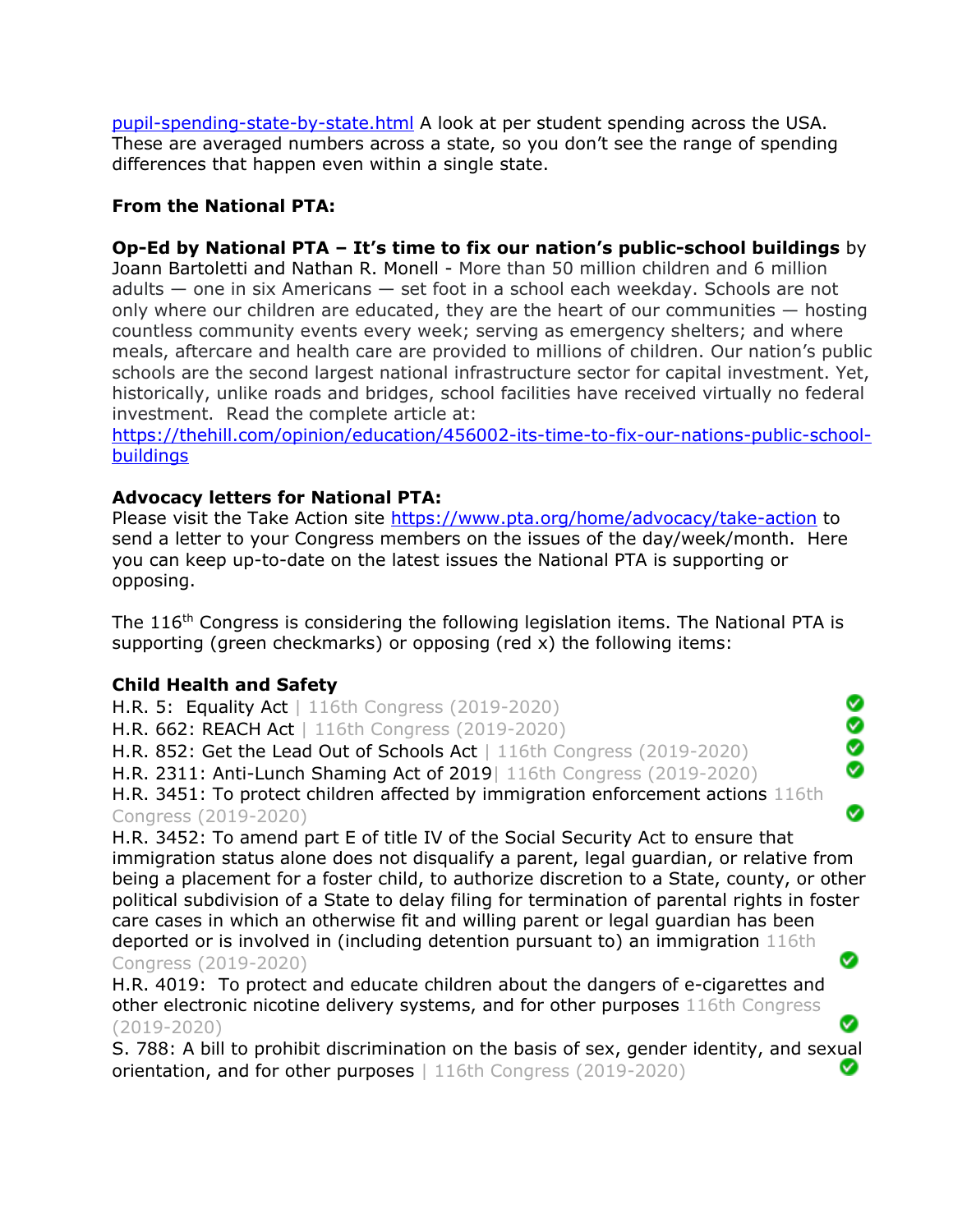pupil-spending-state-by-state.html A look at per student spending across the USA. These are averaged numbers across a state, so you don't see the range of spending differences that happen even within a single state.

**From the National PTA:**

**Op-Ed by National PTA – It's time to fix our nation's public-school buildings** by Joann Bartoletti and Nathan R. Monell - More than 50 million children and 6 million adults — one in six Americans — set foot in a school each weekday. Schools are not only where our children are educated, they are the heart of our communities — hosting countless community events every week; serving as emergency shelters; and where meals, aftercare and health care are provided to millions of children. Our nation's public schools are the second largest national infrastructure sector for capital investment. Yet, historically, unlike roads and bridges, school facilities have received virtually no federal investment. Read the complete article at: https://thehill.com/opinion/education/456002-its-time-to-fix-our-nations-public-school-buildings

**Advocacy letters for National PTA:**
Please visit the Take Action site https://www.pta.org/home/advocacy/take-action to send a letter to your Congress members on the issues of the day/week/month. Here you can keep up-to-date on the latest issues the National PTA is supporting or opposing.

The 116th Congress is considering the following legislation items. The National PTA is supporting (green checkmarks) or opposing (red x) the following items:

**Child Health and Safety**

- H.R. 5: Equality Act | 116th Congress (2019-2020) ✅
- H.R. 662: REACH Act | 116th Congress (2019-2020) ✅
- H.R. 852: Get the Lead Out of Schools Act | 116th Congress (2019-2020) ✅
- H.R. 2311: Anti-Lunch Shaming Act of 2019| 116th Congress (2019-2020) ✅
- H.R. 3451: To protect children affected by immigration enforcement actions 116th Congress (2019-2020) ✅
- H.R. 3452: To amend part E of title IV of the Social Security Act to ensure that immigration status alone does not disqualify a parent, legal guardian, or relative from being a placement for a foster child, to authorize discretion to a State, county, or other political subdivision of a State to delay filing for termination of parental rights in foster care cases in which an otherwise fit and willing parent or legal guardian has been deported or is involved in (including detention pursuant to) an immigration 116th Congress (2019-2020) ✅
- H.R. 4019: To protect and educate children about the dangers of e-cigarettes and other electronic nicotine delivery systems, and for other purposes 116th Congress (2019-2020) ✅
- S. 788: A bill to prohibit discrimination on the basis of sex, gender identity, and sexual orientation, and for other purposes | 116th Congress (2019-2020) ✅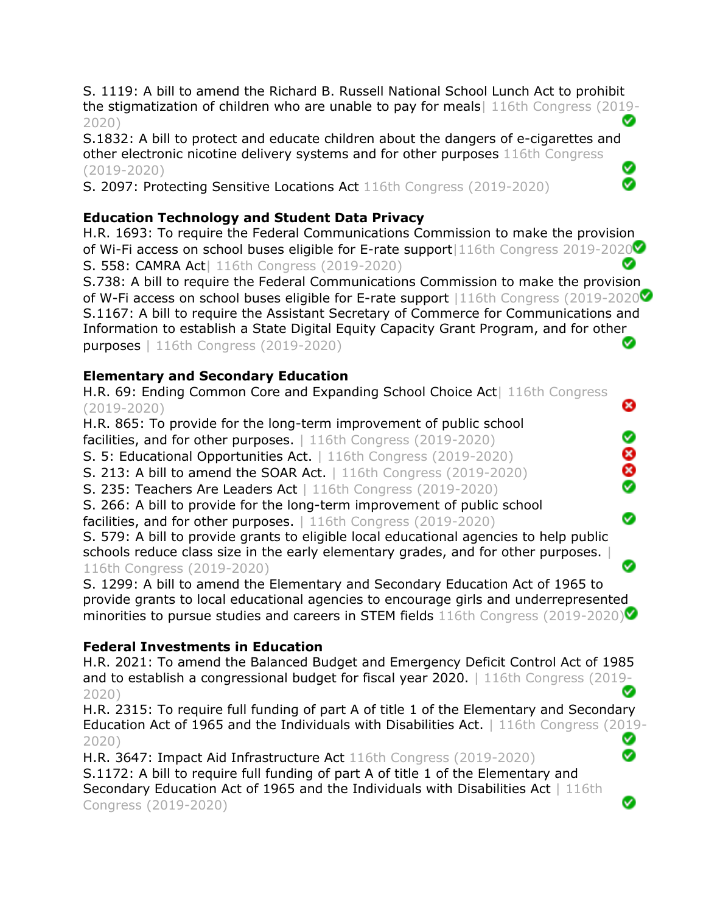S. 1119: A bill to amend the Richard B. Russell National School Lunch Act to prohibit the stigmatization of children who are unable to pay for meals| 116th Congress (2019-2020) ✅

S.1832: A bill to protect and educate children about the dangers of e-cigarettes and other electronic nicotine delivery systems and for other purposes 116th Congress (2019-2020) ✅

S. 2097: Protecting Sensitive Locations Act 116th Congress (2019-2020) ✅

**Education Technology and Student Data Privacy**

H.R. 1693: To require the Federal Communications Commission to make the provision of Wi-Fi access on school buses eligible for E-rate support|116th Congress 2019-2020 ✅

S. 558: CAMRA Act| 116th Congress (2019-2020) ✅

S.738: A bill to require the Federal Communications Commission to make the provision of W-Fi access on school buses eligible for E-rate support |116th Congress (2019-2020 ✅

S.1167: A bill to require the Assistant Secretary of Commerce for Communications and Information to establish a State Digital Equity Capacity Grant Program, and for other purposes | 116th Congress (2019-2020) ✅

**Elementary and Secondary Education**

H.R. 69: Ending Common Core and Expanding School Choice Act| 116th Congress (2019-2020) ❌

H.R. 865: To provide for the long-term improvement of public school facilities, and for other purposes. | 116th Congress (2019-2020) ✅

S. 5: Educational Opportunities Act. | 116th Congress (2019-2020) ❌

S. 213: A bill to amend the SOAR Act. | 116th Congress (2019-2020) ❌

S. 235: Teachers Are Leaders Act | 116th Congress (2019-2020) ✅

S. 266: A bill to provide for the long-term improvement of public school facilities, and for other purposes. | 116th Congress (2019-2020) ✅

S. 579: A bill to provide grants to eligible local educational agencies to help public schools reduce class size in the early elementary grades, and for other purposes. | 116th Congress (2019-2020) ✅

S. 1299: A bill to amend the Elementary and Secondary Education Act of 1965 to provide grants to local educational agencies to encourage girls and underrepresented minorities to pursue studies and careers in STEM fields 116th Congress (2019-2020) ✅

**Federal Investments in Education**

H.R. 2021: To amend the Balanced Budget and Emergency Deficit Control Act of 1985 and to establish a congressional budget for fiscal year 2020. | 116th Congress (2019-2020) ✅

H.R. 2315: To require full funding of part A of title 1 of the Elementary and Secondary Education Act of 1965 and the Individuals with Disabilities Act. | 116th Congress (2019-2020) ✅

H.R. 3647: Impact Aid Infrastructure Act 116th Congress (2019-2020) ✅

S.1172: A bill to require full funding of part A of title 1 of the Elementary and Secondary Education Act of 1965 and the Individuals with Disabilities Act | 116th Congress (2019-2020) ✅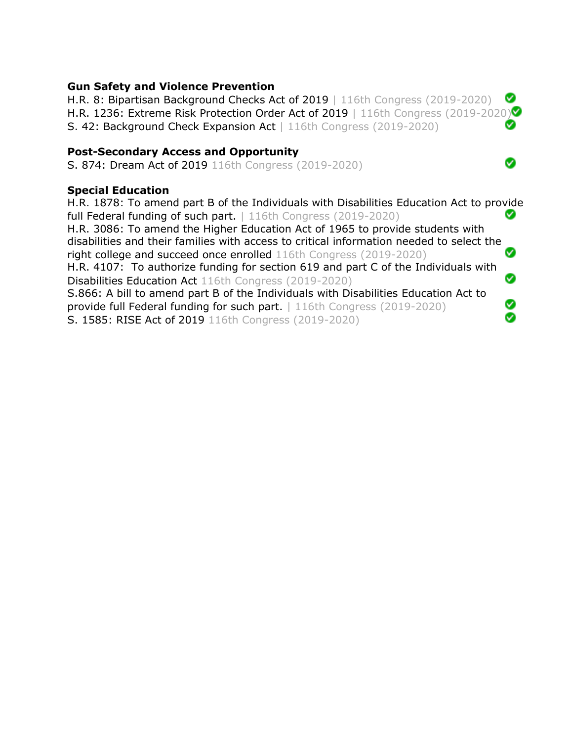**Gun Safety and Violence Prevention**

H.R. 8: Bipartisan Background Checks Act of 2019 | 116th Congress (2019-2020) ✔
H.R. 1236: Extreme Risk Protection Order Act of 2019 | 116th Congress (2019-2020) ✔
S. 42: Background Check Expansion Act | 116th Congress (2019-2020) ✔

**Post-Secondary Access and Opportunity**

S. 874: Dream Act of 2019 116th Congress (2019-2020) ✔

**Special Education**

H.R. 1878: To amend part B of the Individuals with Disabilities Education Act to provide full Federal funding of such part. | 116th Congress (2019-2020) ✔
H.R. 3086: To amend the Higher Education Act of 1965 to provide students with disabilities and their families with access to critical information needed to select the right college and succeed once enrolled 116th Congress (2019-2020) ✔
H.R. 4107: To authorize funding for section 619 and part C of the Individuals with Disabilities Education Act 116th Congress (2019-2020) ✔
S.866: A bill to amend part B of the Individuals with Disabilities Education Act to provide full Federal funding for such part. | 116th Congress (2019-2020) ✔
S. 1585: RISE Act of 2019 116th Congress (2019-2020) ✔